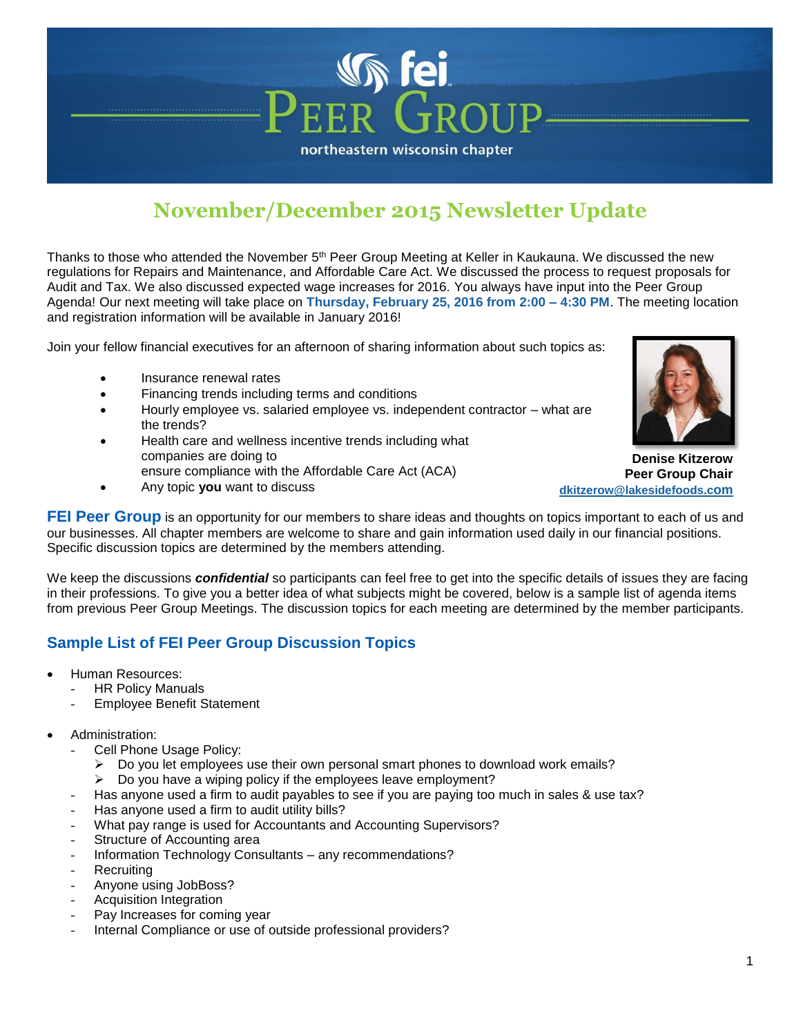# fei PEER GROUP

northeastern wisconsin chapter

## November/December 2015 Newsletter Update

Thanks to those who attended the November 5th Peer Group Meeting at Keller in Kaukauna. We discussed the new regulations for Repairs and Maintenance, and Affordable Care Act. We discussed the process to request proposals for Audit and Tax. We also discussed expected wage increases for 2016. You always have input into the Peer Group Agenda! Our next meeting will take place on **Thursday, February 25, 2016 from 2:00 – 4:30 PM**. The meeting location and registration information will be available in January 2016!

Join your fellow financial executives for an afternoon of sharing information about such topics as:

- Insurance renewal rates
- Financing trends including terms and conditions
- Hourly employee vs. salaried employee vs. independent contractor – what are the trends?
- Health care and wellness incentive trends including what companies are doing to ensure compliance with the Affordable Care Act (ACA)
- Any topic **you** want to discuss

**Denise Kitzerow**
**Peer Group Chair**
**dkitzerow@lakesidefoods.com**

**FEI Peer Group** is an opportunity for our members to share ideas and thoughts on topics important to each of us and our businesses. All chapter members are welcome to share and gain information used daily in our financial positions. Specific discussion topics are determined by the members attending.

We keep the discussions ***confidential*** so participants can feel free to get into the specific details of issues they are facing in their professions. To give you a better idea of what subjects might be covered, below is a sample list of agenda items from previous Peer Group Meetings. The discussion topics for each meeting are determined by the member participants.

### Sample List of FEI Peer Group Discussion Topics

- Human Resources:
  - HR Policy Manuals
  - Employee Benefit Statement
- Administration:
  - Cell Phone Usage Policy:
    - Do you let employees use their own personal smart phones to download work emails?
    - Do you have a wiping policy if the employees leave employment?
  - Has anyone used a firm to audit payables to see if you are paying too much in sales & use tax?
  - Has anyone used a firm to audit utility bills?
  - What pay range is used for Accountants and Accounting Supervisors?
  - Structure of Accounting area
  - Information Technology Consultants – any recommendations?
  - Recruiting
  - Anyone using JobBoss?
  - Acquisition Integration
  - Pay Increases for coming year
  - Internal Compliance or use of outside professional providers?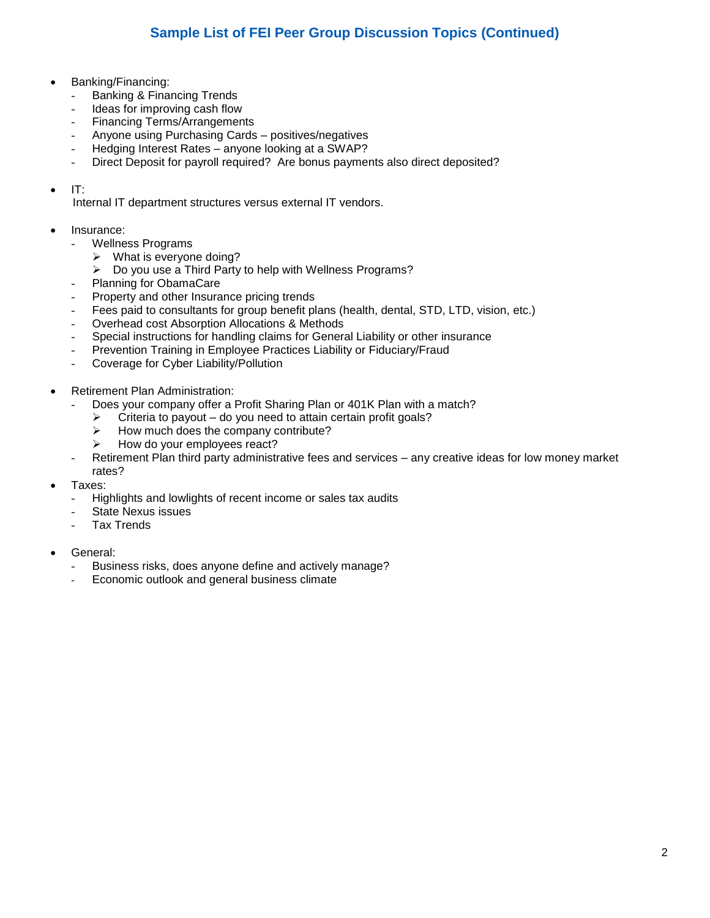## Sample List of FEI Peer Group Discussion Topics (Continued)

- Banking/Financing:
  - Banking & Financing Trends
  - Ideas for improving cash flow
  - Financing Terms/Arrangements
  - Anyone using Purchasing Cards – positives/negatives
  - Hedging Interest Rates – anyone looking at a SWAP?
  - Direct Deposit for payroll required? Are bonus payments also direct deposited?

- IT:
  Internal IT department structures versus external IT vendors.

- Insurance:
  - Wellness Programs
    - What is everyone doing?
    - Do you use a Third Party to help with Wellness Programs?
  - Planning for ObamaCare
  - Property and other Insurance pricing trends
  - Fees paid to consultants for group benefit plans (health, dental, STD, LTD, vision, etc.)
  - Overhead cost Absorption Allocations & Methods
  - Special instructions for handling claims for General Liability or other insurance
  - Prevention Training in Employee Practices Liability or Fiduciary/Fraud
  - Coverage for Cyber Liability/Pollution

- Retirement Plan Administration:
  - Does your company offer a Profit Sharing Plan or 401K Plan with a match?
    - Criteria to payout – do you need to attain certain profit goals?
    - How much does the company contribute?
    - How do your employees react?
  - Retirement Plan third party administrative fees and services – any creative ideas for low money market rates?
- Taxes:
  - Highlights and lowlights of recent income or sales tax audits
  - State Nexus issues
  - Tax Trends

- General:
  - Business risks, does anyone define and actively manage?
  - Economic outlook and general business climate